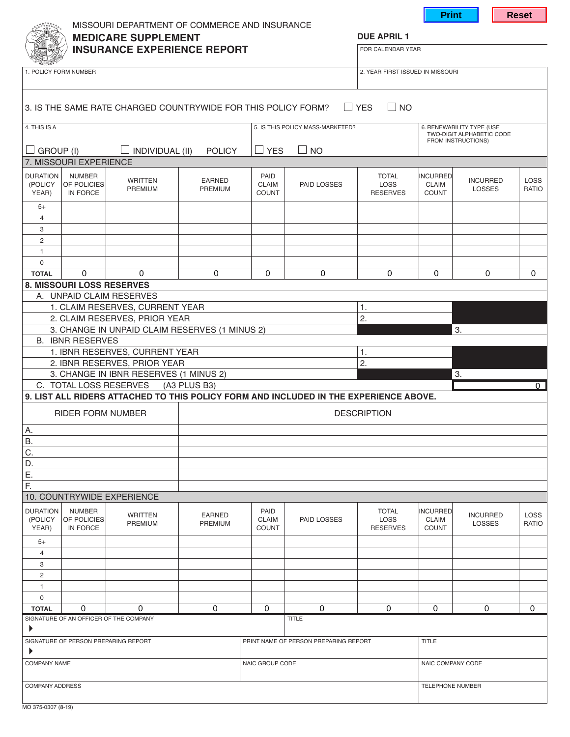MISSOURI DEPARTMENT OF COMMERCE AND INSURANCE

# MEDICARE SUPPLEMENT INSURANCE EXPERIENCE REPORT

**DUE APRIL 1**

FOR CALENDAR YEAR

1. POLICY FORM NUMBER

2. YEAR FIRST ISSUED IN MISSOURI

3. IS THE SAME RATE CHARGED COUNTRYWIDE FOR THIS POLICY FORM? ☐ YES ☐ NO

4. THIS IS A ☐ GROUP (I) ☐ INDIVIDUAL (II) POLICY

5. IS THIS POLICY MASS-MARKETED? ☐ YES ☐ NO

6. RENEWABILITY TYPE (USE TWO-DIGIT ALPHABETIC CODE FROM INSTRUCTIONS)

## 7. MISSOURI EXPERIENCE

| DURATION (POLICY YEAR) | NUMBER OF POLICIES IN FORCE | WRITTEN PREMIUM | EARNED PREMIUM | PAID CLAIM COUNT | PAID LOSSES | TOTAL LOSS RESERVES | INCURRED CLAIM COUNT | INCURRED LOSSES | LOSS RATIO |
|---|---|---|---|---|---|---|---|---|---|
| 5+ | | | | | | | | | |
| 4 | | | | | | | | | |
| 3 | | | | | | | | | |
| 2 | | | | | | | | | |
| 1 | | | | | | | | | |
| 0 | | | | | | | | | |
| **TOTAL** | 0 | 0 | 0 | 0 | 0 | 0 | 0 | 0 | 0 |

## 8. MISSOURI LOSS RESERVES

A. UNPAID CLAIM RESERVES

| | | |
|---|---|---|
| 1. CLAIM RESERVES, CURRENT YEAR | 1. | |
| 2. CLAIM RESERVES, PRIOR YEAR | 2. | |
| 3. CHANGE IN UNPAID CLAIM RESERVES (1 MINUS 2) | | 3. |

B. IBNR RESERVES

| | | |
|---|---|---|
| 1. IBNR RESERVES, CURRENT YEAR | 1. | |
| 2. IBNR RESERVES, PRIOR YEAR | 2. | |
| 3. CHANGE IN IBNR RESERVES (1 MINUS 2) | | 3. |

C. TOTAL LOSS RESERVES (A3 PLUS B3) 0

## 9. LIST ALL RIDERS ATTACHED TO THIS POLICY FORM AND INCLUDED IN THE EXPERIENCE ABOVE.

| RIDER FORM NUMBER | DESCRIPTION |
|---|---|
| A. | |
| B. | |
| C. | |
| D. | |
| E. | |
| F. | |

## 10. COUNTRYWIDE EXPERIENCE

| DURATION (POLICY YEAR) | NUMBER OF POLICIES IN FORCE | WRITTEN PREMIUM | EARNED PREMIUM | PAID CLAIM COUNT | PAID LOSSES | TOTAL LOSS RESERVES | INCURRED CLAIM COUNT | INCURRED LOSSES | LOSS RATIO |
|---|---|---|---|---|---|---|---|---|---|
| 5+ | | | | | | | | | |
| 4 | | | | | | | | | |
| 3 | | | | | | | | | |
| 2 | | | | | | | | | |
| 1 | | | | | | | | | |
| 0 | | | | | | | | | |
| **TOTAL** | 0 | 0 | 0 | 0 | 0 | 0 | 0 | 0 | 0 |

SIGNATURE OF AN OFFICER OF THE COMPANY ▶ | TITLE

SIGNATURE OF PERSON PREPARING REPORT ▶ | PRINT NAME OF PERSON PREPARING REPORT | TITLE

COMPANY NAME | NAIC GROUP CODE | NAIC COMPANY CODE

COMPANY ADDRESS | TELEPHONE NUMBER

MO 375-0307 (8-19)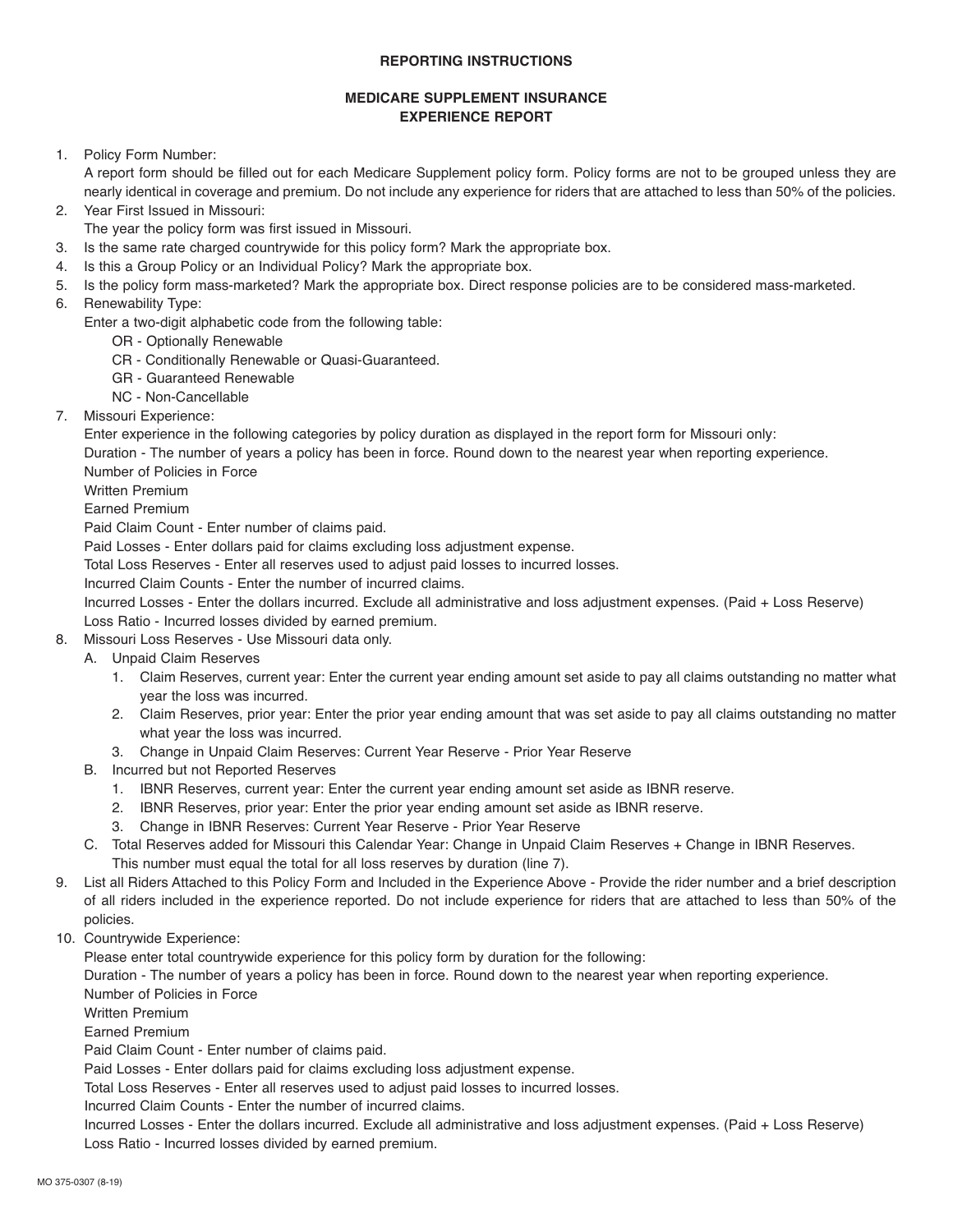**REPORTING INSTRUCTIONS**

**MEDICARE SUPPLEMENT INSURANCE**
**EXPERIENCE REPORT**

1. Policy Form Number:
   A report form should be filled out for each Medicare Supplement policy form. Policy forms are not to be grouped unless they are nearly identical in coverage and premium. Do not include any experience for riders that are attached to less than 50% of the policies.
2. Year First Issued in Missouri:
   The year the policy form was first issued in Missouri.
3. Is the same rate charged countrywide for this policy form? Mark the appropriate box.
4. Is this a Group Policy or an Individual Policy? Mark the appropriate box.
5. Is the policy form mass-marketed? Mark the appropriate box. Direct response policies are to be considered mass-marketed.
6. Renewability Type:
   Enter a two-digit alphabetic code from the following table:
   - OR - Optionally Renewable
   - CR - Conditionally Renewable or Quasi-Guaranteed.
   - GR - Guaranteed Renewable
   - NC - Non-Cancellable
7. Missouri Experience:
   Enter experience in the following categories by policy duration as displayed in the report form for Missouri only:
   Duration - The number of years a policy has been in force. Round down to the nearest year when reporting experience.
   Number of Policies in Force
   Written Premium
   Earned Premium
   Paid Claim Count - Enter number of claims paid.
   Paid Losses - Enter dollars paid for claims excluding loss adjustment expense.
   Total Loss Reserves - Enter all reserves used to adjust paid losses to incurred losses.
   Incurred Claim Counts - Enter the number of incurred claims.
   Incurred Losses - Enter the dollars incurred. Exclude all administrative and loss adjustment expenses. (Paid + Loss Reserve)
   Loss Ratio - Incurred losses divided by earned premium.
8. Missouri Loss Reserves - Use Missouri data only.
   A. Unpaid Claim Reserves
      1. Claim Reserves, current year: Enter the current year ending amount set aside to pay all claims outstanding no matter what year the loss was incurred.
      2. Claim Reserves, prior year: Enter the prior year ending amount that was set aside to pay all claims outstanding no matter what year the loss was incurred.
      3. Change in Unpaid Claim Reserves: Current Year Reserve - Prior Year Reserve
   B. Incurred but not Reported Reserves
      1. IBNR Reserves, current year: Enter the current year ending amount set aside as IBNR reserve.
      2. IBNR Reserves, prior year: Enter the prior year ending amount set aside as IBNR reserve.
      3. Change in IBNR Reserves: Current Year Reserve - Prior Year Reserve
   C. Total Reserves added for Missouri this Calendar Year: Change in Unpaid Claim Reserves + Change in IBNR Reserves. This number must equal the total for all loss reserves by duration (line 7).
9. List all Riders Attached to this Policy Form and Included in the Experience Above - Provide the rider number and a brief description of all riders included in the experience reported. Do not include experience for riders that are attached to less than 50% of the policies.
10. Countrywide Experience:
    Please enter total countrywide experience for this policy form by duration for the following:
    Duration - The number of years a policy has been in force. Round down to the nearest year when reporting experience.
    Number of Policies in Force
    Written Premium
    Earned Premium
    Paid Claim Count - Enter number of claims paid.
    Paid Losses - Enter dollars paid for claims excluding loss adjustment expense.
    Total Loss Reserves - Enter all reserves used to adjust paid losses to incurred losses.
    Incurred Claim Counts - Enter the number of incurred claims.
    Incurred Losses - Enter the dollars incurred. Exclude all administrative and loss adjustment expenses. (Paid + Loss Reserve)
    Loss Ratio - Incurred losses divided by earned premium.

MO 375-0307 (8-19)